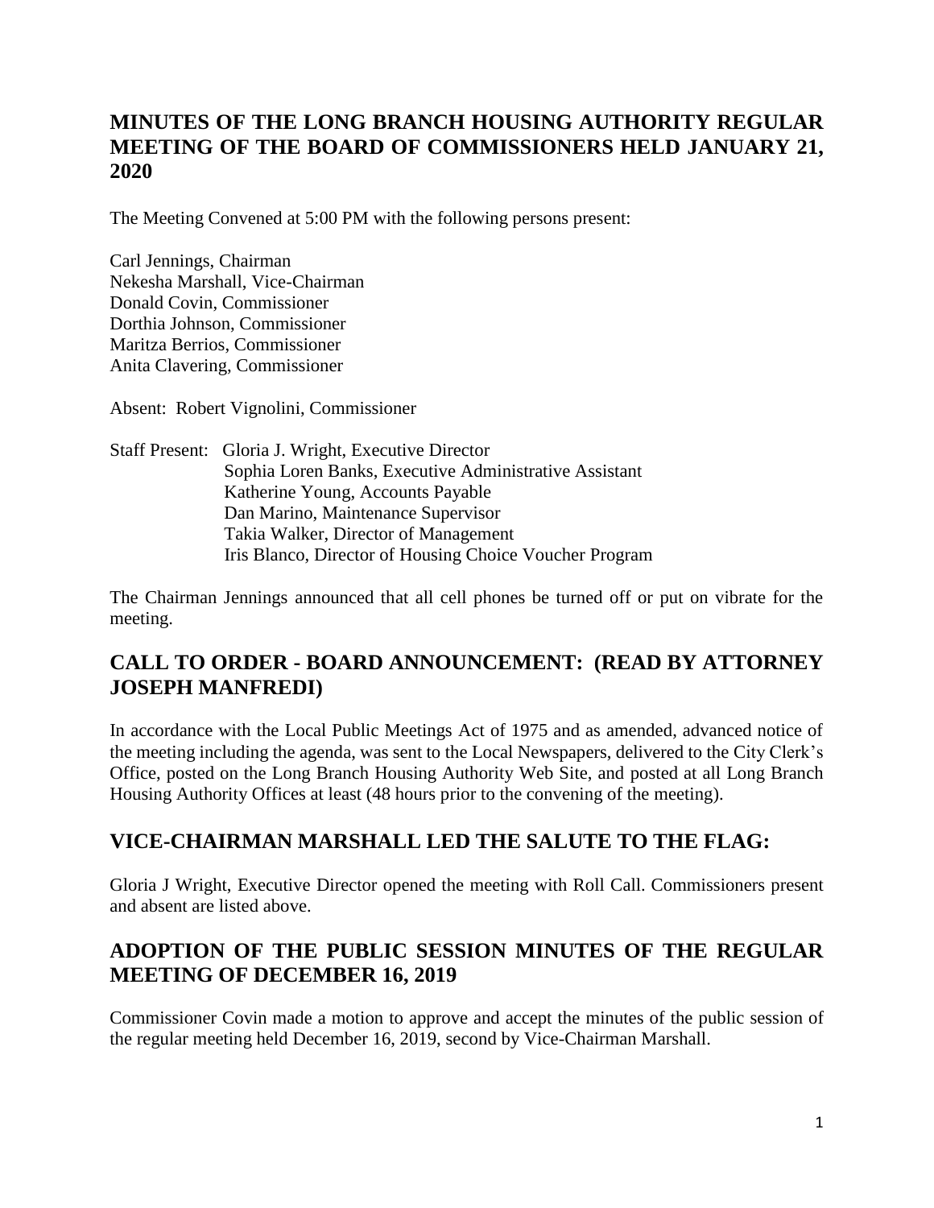## MINUTES OF THE LONG BRANCH HOUSING AUTHORITY REGULAR MEETING OF THE BOARD OF COMMISSIONERS HELD JANUARY 21, 2020

The Meeting Convened at 5:00 PM with the following persons present:

Carl Jennings, Chairman
Nekesha Marshall, Vice-Chairman
Donald Covin, Commissioner
Dorthia Johnson, Commissioner
Maritza Berrios, Commissioner
Anita Clavering, Commissioner

Absent: Robert Vignolini, Commissioner

Staff Present: Gloria J. Wright, Executive Director
Sophia Loren Banks, Executive Administrative Assistant
Katherine Young, Accounts Payable
Dan Marino, Maintenance Supervisor
Takia Walker, Director of Management
Iris Blanco, Director of Housing Choice Voucher Program

The Chairman Jennings announced that all cell phones be turned off or put on vibrate for the meeting.

## CALL TO ORDER - BOARD ANNOUNCEMENT: (READ BY ATTORNEY JOSEPH MANFREDI)

In accordance with the Local Public Meetings Act of 1975 and as amended, advanced notice of the meeting including the agenda, was sent to the Local Newspapers, delivered to the City Clerk's Office, posted on the Long Branch Housing Authority Web Site, and posted at all Long Branch Housing Authority Offices at least (48 hours prior to the convening of the meeting).

## VICE-CHAIRMAN MARSHALL LED THE SALUTE TO THE FLAG:

Gloria J Wright, Executive Director opened the meeting with Roll Call. Commissioners present and absent are listed above.

## ADOPTION OF THE PUBLIC SESSION MINUTES OF THE REGULAR MEETING OF DECEMBER 16, 2019

Commissioner Covin made a motion to approve and accept the minutes of the public session of the regular meeting held December 16, 2019, second by Vice-Chairman Marshall.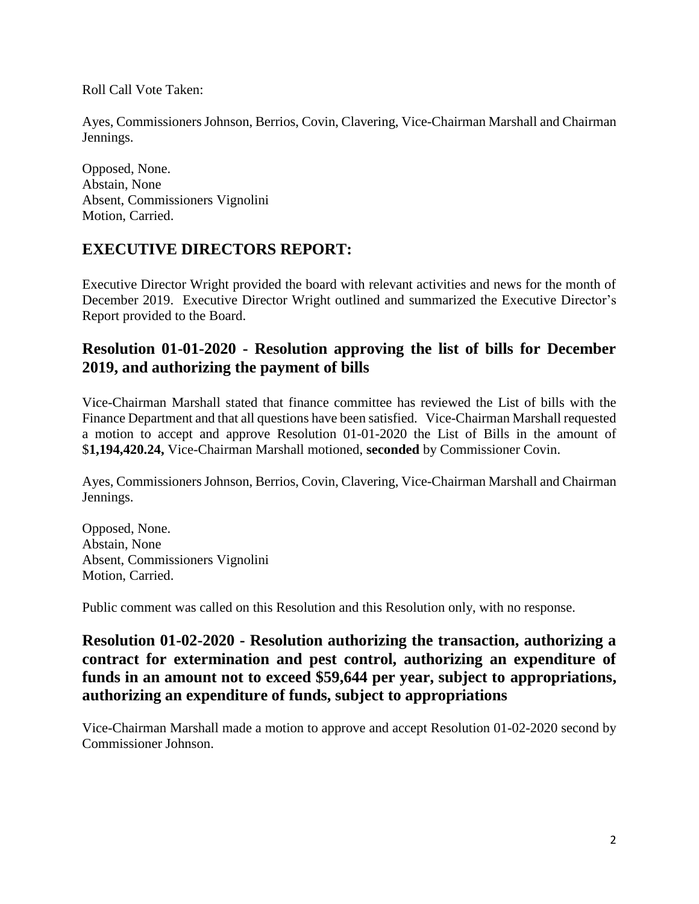Roll Call Vote Taken:

Ayes, Commissioners Johnson, Berrios, Covin, Clavering, Vice-Chairman Marshall and Chairman Jennings.

Opposed, None.
Abstain, None
Absent, Commissioners Vignolini
Motion, Carried.

## EXECUTIVE DIRECTORS REPORT:

Executive Director Wright provided the board with relevant activities and news for the month of December 2019. Executive Director Wright outlined and summarized the Executive Director's Report provided to the Board.

## Resolution 01-01-2020 - Resolution approving the list of bills for December 2019, and authorizing the payment of bills

Vice-Chairman Marshall stated that finance committee has reviewed the List of bills with the Finance Department and that all questions have been satisfied. Vice-Chairman Marshall requested a motion to accept and approve Resolution 01-01-2020 the List of Bills in the amount of $**1,194,420.24,** Vice-Chairman Marshall motioned, **seconded** by Commissioner Covin.

Ayes, Commissioners Johnson, Berrios, Covin, Clavering, Vice-Chairman Marshall and Chairman Jennings.

Opposed, None.
Abstain, None
Absent, Commissioners Vignolini
Motion, Carried.

Public comment was called on this Resolution and this Resolution only, with no response.

## Resolution 01-02-2020 - Resolution authorizing the transaction, authorizing a contract for extermination and pest control, authorizing an expenditure of funds in an amount not to exceed $59,644 per year, subject to appropriations, authorizing an expenditure of funds, subject to appropriations

Vice-Chairman Marshall made a motion to approve and accept Resolution 01-02-2020 second by Commissioner Johnson.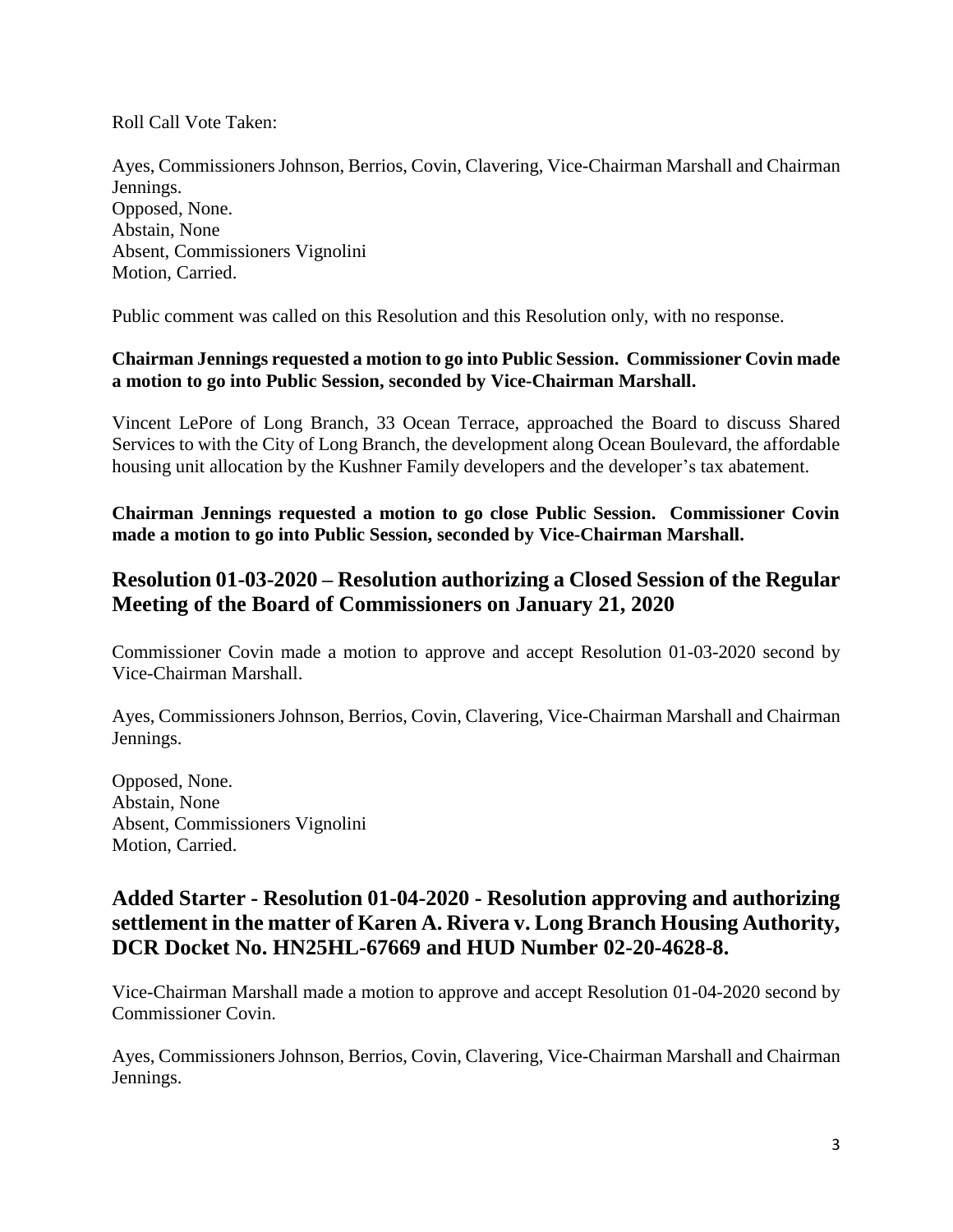Roll Call Vote Taken:

Ayes, Commissioners Johnson, Berrios, Covin, Clavering, Vice-Chairman Marshall and Chairman Jennings.
Opposed, None.
Abstain, None
Absent, Commissioners Vignolini
Motion, Carried.

Public comment was called on this Resolution and this Resolution only, with no response.

**Chairman Jennings requested a motion to go into Public Session. Commissioner Covin made a motion to go into Public Session, seconded by Vice-Chairman Marshall.**

Vincent LePore of Long Branch, 33 Ocean Terrace, approached the Board to discuss Shared Services to with the City of Long Branch, the development along Ocean Boulevard, the affordable housing unit allocation by the Kushner Family developers and the developer's tax abatement.

**Chairman Jennings requested a motion to go close Public Session. Commissioner Covin made a motion to go into Public Session, seconded by Vice-Chairman Marshall.**

## Resolution 01-03-2020 – Resolution authorizing a Closed Session of the Regular Meeting of the Board of Commissioners on January 21, 2020

Commissioner Covin made a motion to approve and accept Resolution 01-03-2020 second by Vice-Chairman Marshall.

Ayes, Commissioners Johnson, Berrios, Covin, Clavering, Vice-Chairman Marshall and Chairman Jennings.

Opposed, None.
Abstain, None
Absent, Commissioners Vignolini
Motion, Carried.

## Added Starter - Resolution 01-04-2020 - Resolution approving and authorizing settlement in the matter of Karen A. Rivera v. Long Branch Housing Authority, DCR Docket No. HN25HL-67669 and HUD Number 02-20-4628-8.

Vice-Chairman Marshall made a motion to approve and accept Resolution 01-04-2020 second by Commissioner Covin.

Ayes, Commissioners Johnson, Berrios, Covin, Clavering, Vice-Chairman Marshall and Chairman Jennings.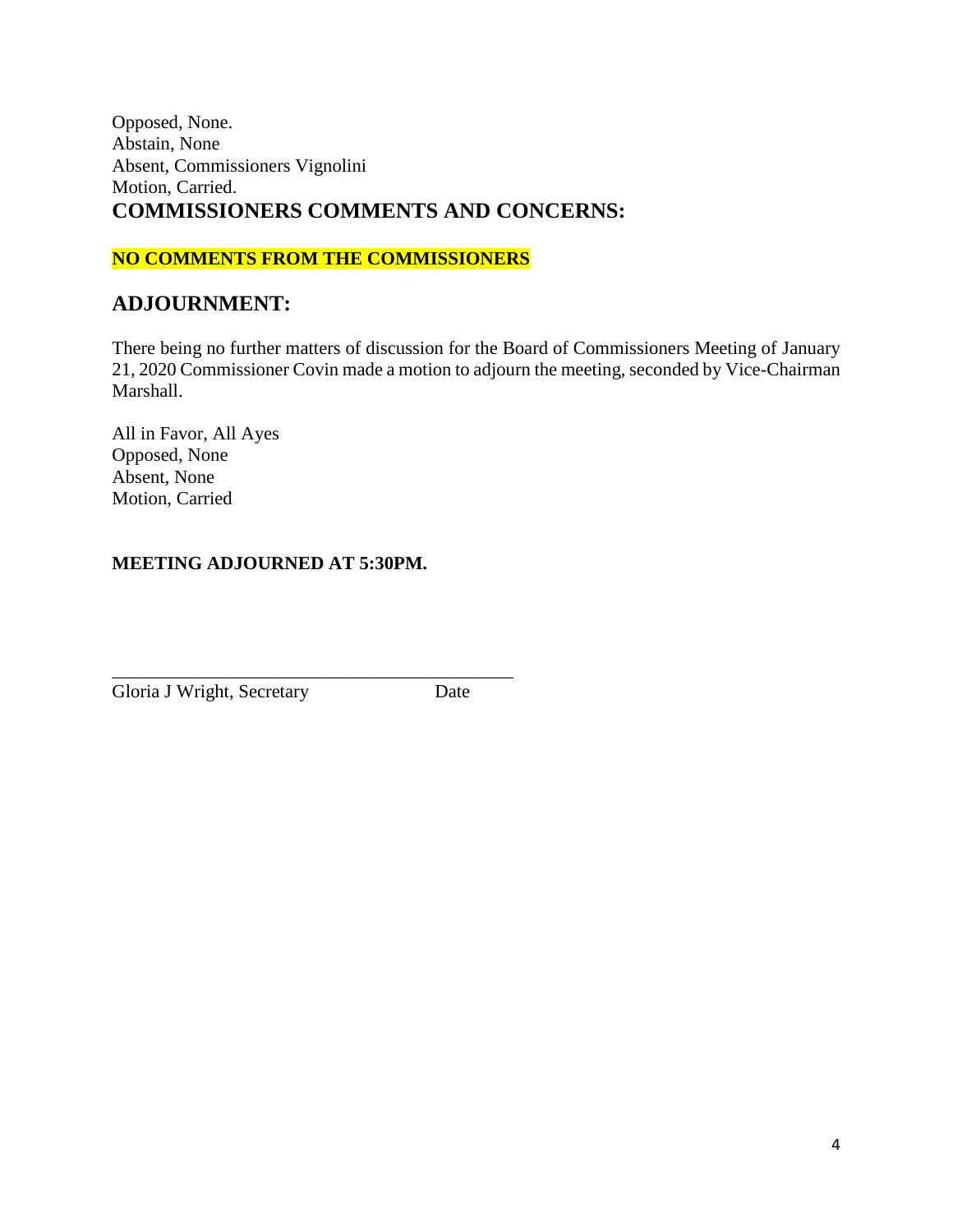Opposed, None.
Abstain, None
Absent, Commissioners Vignolini
Motion, Carried.

## COMMISSIONERS COMMENTS AND CONCERNS:

**NO COMMENTS FROM THE COMMISSIONERS**

## ADJOURNMENT:

There being no further matters of discussion for the Board of Commissioners Meeting of January 21, 2020 Commissioner Covin made a motion to adjourn the meeting, seconded by Vice-Chairman Marshall.

All in Favor, All Ayes
Opposed, None
Absent, None
Motion, Carried

**MEETING ADJOURNED AT 5:30PM.**

_____________________________________________
Gloria J Wright, Secretary                Date